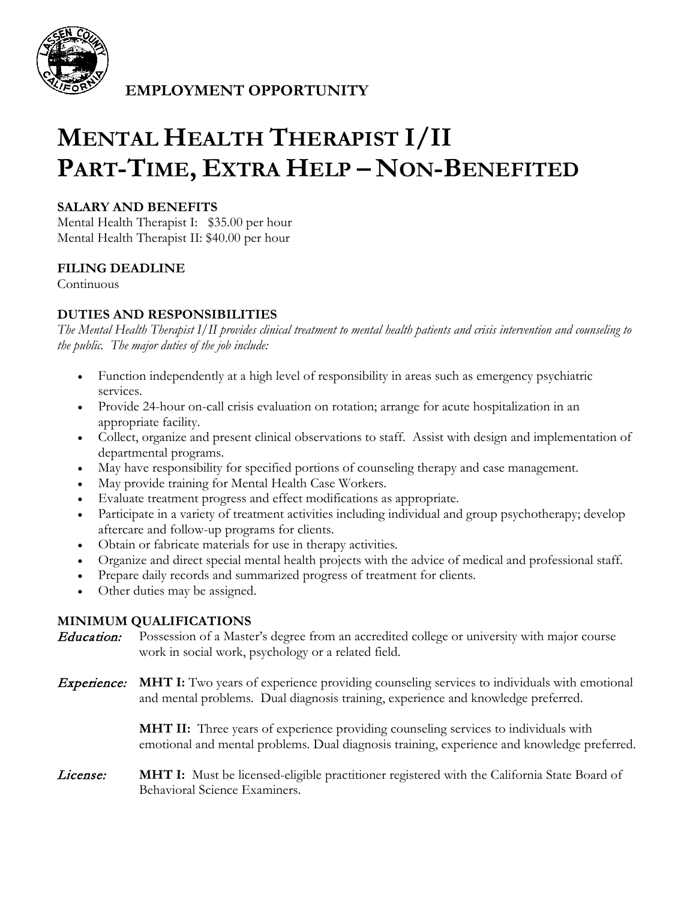## EMPLOYMENT OPPORTUNITY

# MENTAL HEALTH THERAPIST I/II
# PART-TIME, EXTRA HELP – NON-BENEFITED

### SALARY AND BENEFITS

Mental Health Therapist I: $35.00 per hour
Mental Health Therapist II: $40.00 per hour

### FILING DEADLINE

Continuous

### DUTIES AND RESPONSIBILITIES

*The Mental Health Therapist I/II provides clinical treatment to mental health patients and crisis intervention and counseling to the public. The major duties of the job include:*

- Function independently at a high level of responsibility in areas such as emergency psychiatric services.
- Provide 24-hour on-call crisis evaluation on rotation; arrange for acute hospitalization in an appropriate facility.
- Collect, organize and present clinical observations to staff. Assist with design and implementation of departmental programs.
- May have responsibility for specified portions of counseling therapy and case management.
- May provide training for Mental Health Case Workers.
- Evaluate treatment progress and effect modifications as appropriate.
- Participate in a variety of treatment activities including individual and group psychotherapy; develop aftercare and follow-up programs for clients.
- Obtain or fabricate materials for use in therapy activities.
- Organize and direct special mental health projects with the advice of medical and professional staff.
- Prepare daily records and summarized progress of treatment for clients.
- Other duties may be assigned.

### MINIMUM QUALIFICATIONS

***Education:*** Possession of a Master's degree from an accredited college or university with major course work in social work, psychology or a related field.

***Experience:*** **MHT I:** Two years of experience providing counseling services to individuals with emotional and mental problems. Dual diagnosis training, experience and knowledge preferred.

**MHT II:** Three years of experience providing counseling services to individuals with emotional and mental problems. Dual diagnosis training, experience and knowledge preferred.

***License:*** **MHT I:** Must be licensed-eligible practitioner registered with the California State Board of Behavioral Science Examiners.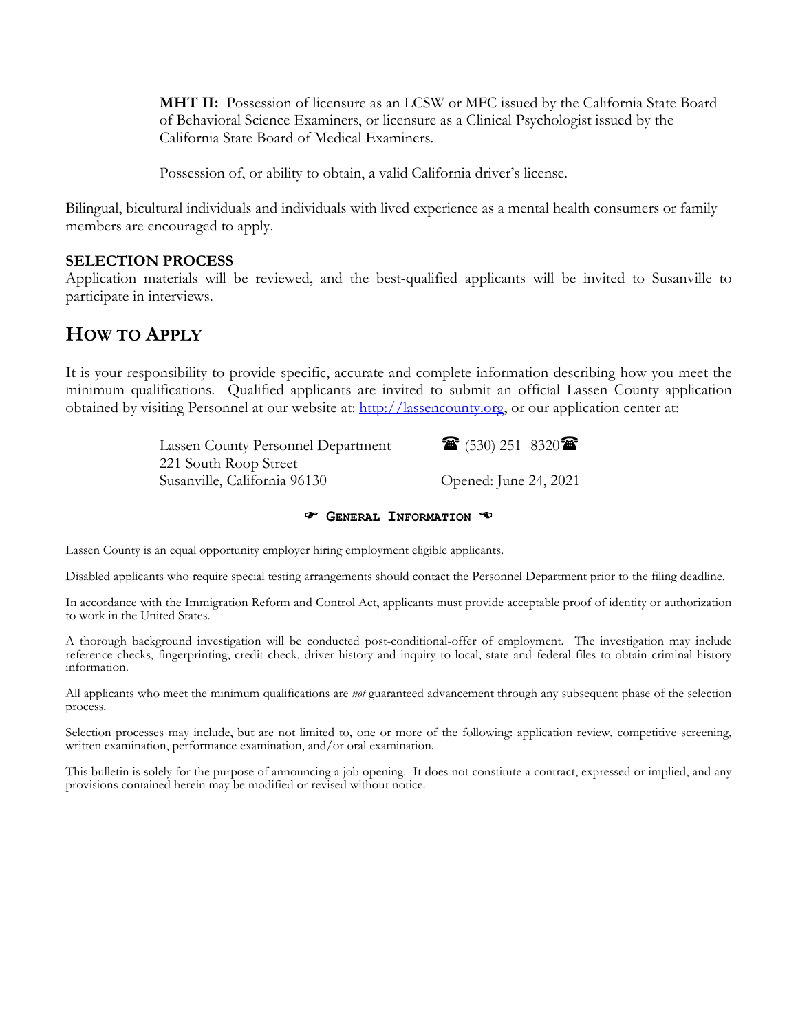**MHT II:** Possession of licensure as an LCSW or MFC issued by the California State Board of Behavioral Science Examiners, or licensure as a Clinical Psychologist issued by the California State Board of Medical Examiners.

Possession of, or ability to obtain, a valid California driver's license.

Bilingual, bicultural individuals and individuals with lived experience as a mental health consumers or family members are encouraged to apply.

**SELECTION PROCESS**

Application materials will be reviewed, and the best-qualified applicants will be invited to Susanville to participate in interviews.

## HOW TO APPLY

It is your responsibility to provide specific, accurate and complete information describing how you meet the minimum qualifications. Qualified applicants are invited to submit an official Lassen County application obtained by visiting Personnel at our website at: [http://lassencounty.org](http://lassencounty.org), or our application center at:

Lassen County Personnel Department
221 South Roop Street
Susanville, California 96130

☎ (530) 251 -8320☎

Opened: June 24, 2021

**☞ GENERAL INFORMATION ☜**

Lassen County is an equal opportunity employer hiring employment eligible applicants.

Disabled applicants who require special testing arrangements should contact the Personnel Department prior to the filing deadline.

In accordance with the Immigration Reform and Control Act, applicants must provide acceptable proof of identity or authorization to work in the United States.

A thorough background investigation will be conducted post-conditional-offer of employment. The investigation may include reference checks, fingerprinting, credit check, driver history and inquiry to local, state and federal files to obtain criminal history information.

All applicants who meet the minimum qualifications are *not* guaranteed advancement through any subsequent phase of the selection process.

Selection processes may include, but are not limited to, one or more of the following: application review, competitive screening, written examination, performance examination, and/or oral examination.

This bulletin is solely for the purpose of announcing a job opening. It does not constitute a contract, expressed or implied, and any provisions contained herein may be modified or revised without notice.